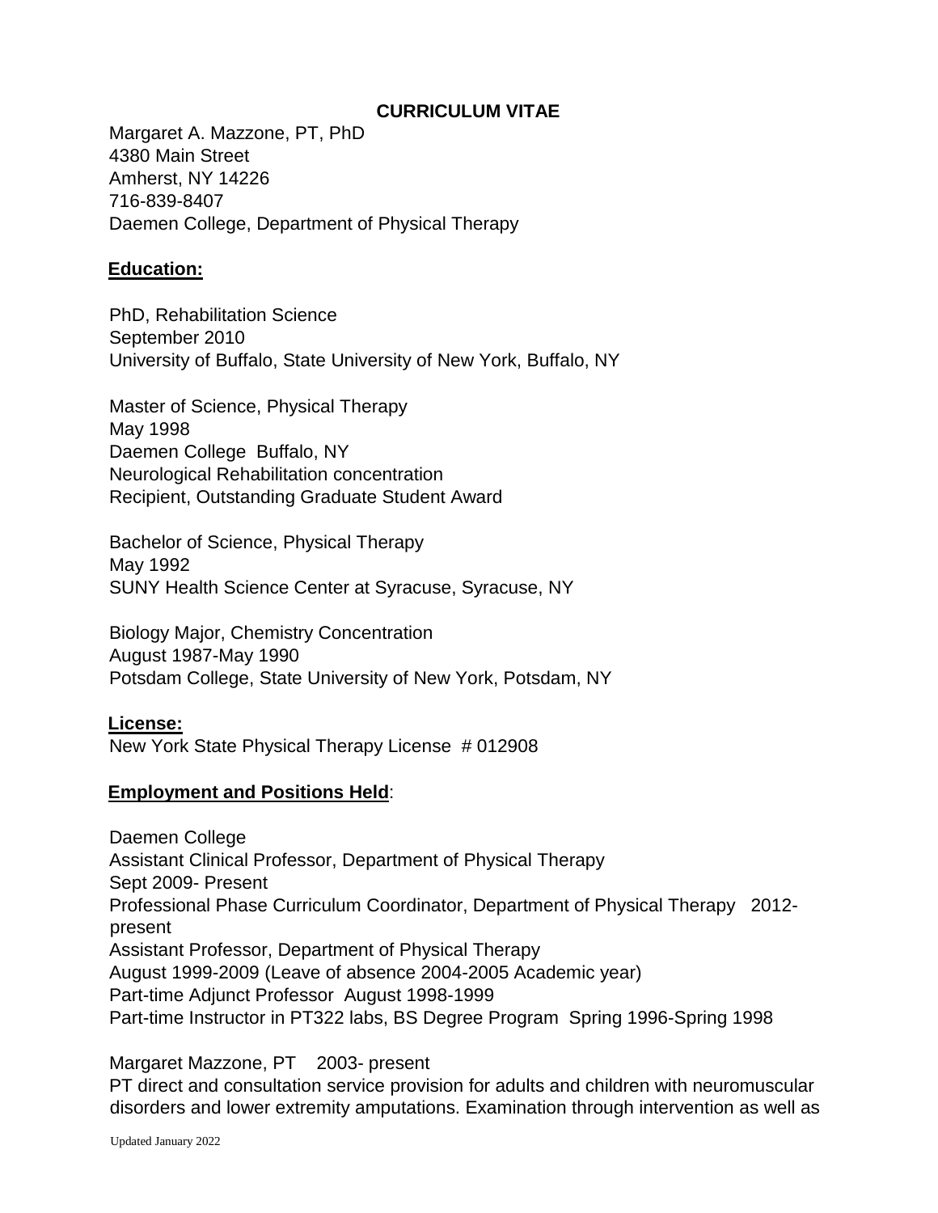# CURRICULUM VITAE

Margaret A. Mazzone, PT, PhD
4380 Main Street
Amherst, NY 14226
716-839-8407
Daemen College, Department of Physical Therapy

## **Education:**

PhD, Rehabilitation Science
September 2010
University of Buffalo, State University of New York, Buffalo, NY

Master of Science, Physical Therapy
May 1998
Daemen College Buffalo, NY
Neurological Rehabilitation concentration
Recipient, Outstanding Graduate Student Award

Bachelor of Science, Physical Therapy
May 1992
SUNY Health Science Center at Syracuse, Syracuse, NY

Biology Major, Chemistry Concentration
August 1987-May 1990
Potsdam College, State University of New York, Potsdam, NY

## **License:**

New York State Physical Therapy License # 012908

## **Employment and Positions Held**:

Daemen College
Assistant Clinical Professor, Department of Physical Therapy
Sept 2009- Present
Professional Phase Curriculum Coordinator, Department of Physical Therapy 2012-present
Assistant Professor, Department of Physical Therapy
August 1999-2009 (Leave of absence 2004-2005 Academic year)
Part-time Adjunct Professor August 1998-1999
Part-time Instructor in PT322 labs, BS Degree Program Spring 1996-Spring 1998

Margaret Mazzone, PT 2003- present
PT direct and consultation service provision for adults and children with neuromuscular disorders and lower extremity amputations. Examination through intervention as well as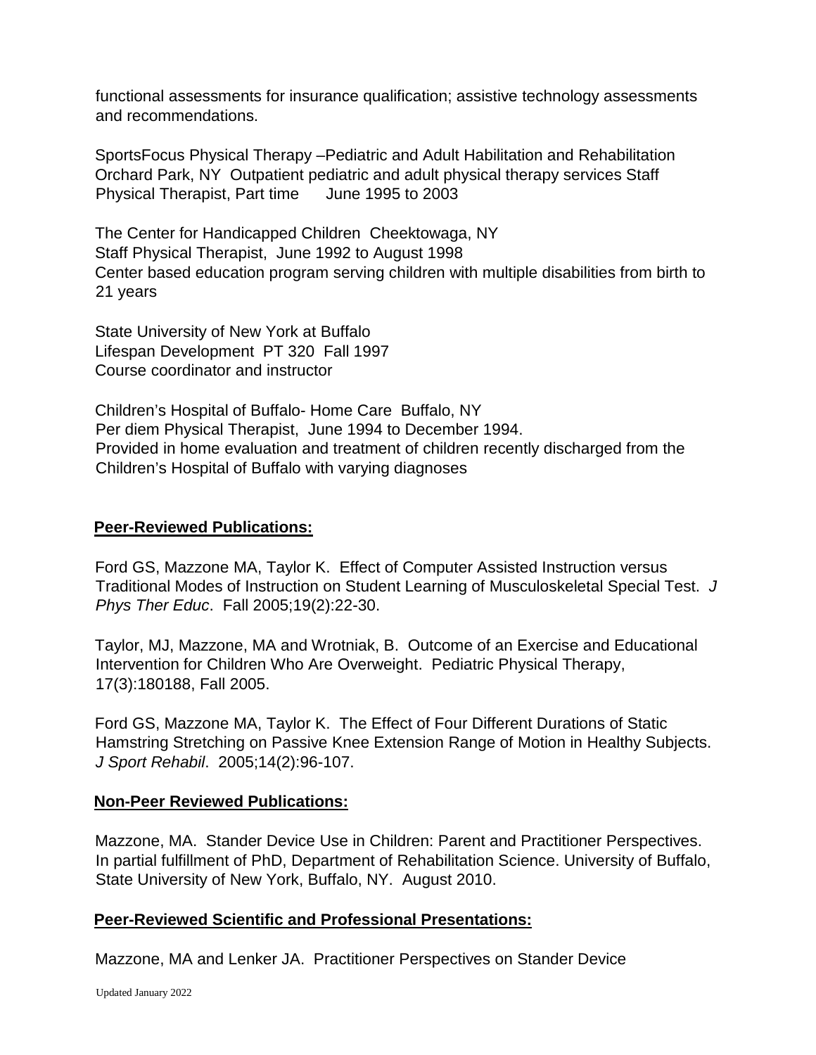functional assessments for insurance qualification; assistive technology assessments and recommendations.

SportsFocus Physical Therapy –Pediatric and Adult Habilitation and Rehabilitation
Orchard Park, NY Outpatient pediatric and adult physical therapy services Staff Physical Therapist, Part time June 1995 to 2003

The Center for Handicapped Children Cheektowaga, NY
Staff Physical Therapist, June 1992 to August 1998
Center based education program serving children with multiple disabilities from birth to 21 years

State University of New York at Buffalo
Lifespan Development PT 320 Fall 1997
Course coordinator and instructor

Children's Hospital of Buffalo- Home Care Buffalo, NY
Per diem Physical Therapist, June 1994 to December 1994.
Provided in home evaluation and treatment of children recently discharged from the Children's Hospital of Buffalo with varying diagnoses

## **Peer-Reviewed Publications:**

Ford GS, Mazzone MA, Taylor K. Effect of Computer Assisted Instruction versus Traditional Modes of Instruction on Student Learning of Musculoskeletal Special Test. *J Phys Ther Educ*. Fall 2005;19(2):22-30.

Taylor, MJ, Mazzone, MA and Wrotniak, B. Outcome of an Exercise and Educational Intervention for Children Who Are Overweight. Pediatric Physical Therapy, 17(3):180188, Fall 2005.

Ford GS, Mazzone MA, Taylor K. The Effect of Four Different Durations of Static Hamstring Stretching on Passive Knee Extension Range of Motion in Healthy Subjects. *J Sport Rehabil*. 2005;14(2):96-107.

## **Non-Peer Reviewed Publications:**

Mazzone, MA. Stander Device Use in Children: Parent and Practitioner Perspectives. In partial fulfillment of PhD, Department of Rehabilitation Science. University of Buffalo, State University of New York, Buffalo, NY. August 2010.

## **Peer-Reviewed Scientific and Professional Presentations:**

Mazzone, MA and Lenker JA. Practitioner Perspectives on Stander Device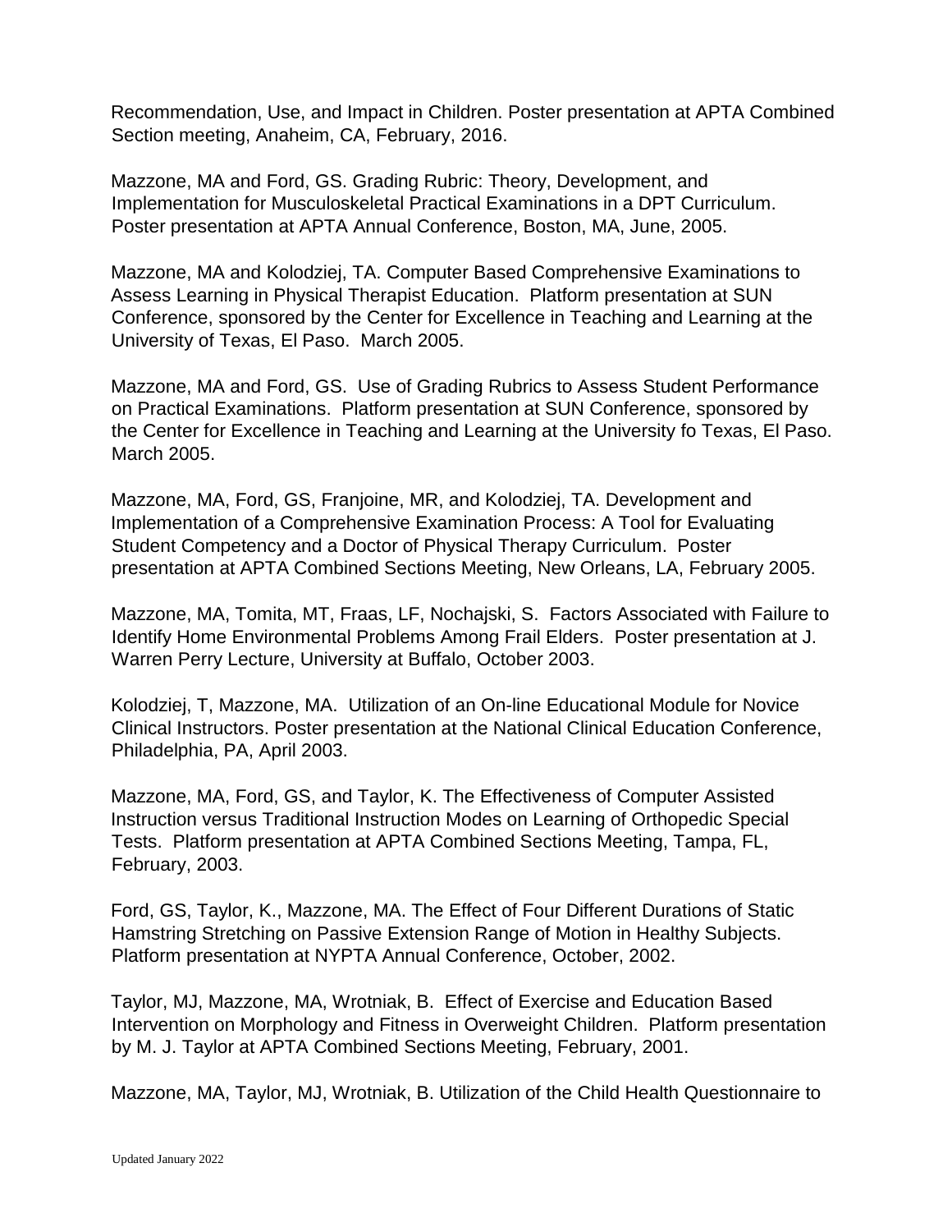Recommendation, Use, and Impact in Children. Poster presentation at APTA Combined Section meeting, Anaheim, CA, February, 2016.

Mazzone, MA and Ford, GS. Grading Rubric: Theory, Development, and Implementation for Musculoskeletal Practical Examinations in a DPT Curriculum. Poster presentation at APTA Annual Conference, Boston, MA, June, 2005.

Mazzone, MA and Kolodziej, TA. Computer Based Comprehensive Examinations to Assess Learning in Physical Therapist Education. Platform presentation at SUN Conference, sponsored by the Center for Excellence in Teaching and Learning at the University of Texas, El Paso. March 2005.

Mazzone, MA and Ford, GS. Use of Grading Rubrics to Assess Student Performance on Practical Examinations. Platform presentation at SUN Conference, sponsored by the Center for Excellence in Teaching and Learning at the University fo Texas, El Paso. March 2005.

Mazzone, MA, Ford, GS, Franjoine, MR, and Kolodziej, TA. Development and Implementation of a Comprehensive Examination Process: A Tool for Evaluating Student Competency and a Doctor of Physical Therapy Curriculum. Poster presentation at APTA Combined Sections Meeting, New Orleans, LA, February 2005.

Mazzone, MA, Tomita, MT, Fraas, LF, Nochajski, S. Factors Associated with Failure to Identify Home Environmental Problems Among Frail Elders. Poster presentation at J. Warren Perry Lecture, University at Buffalo, October 2003.

Kolodziej, T, Mazzone, MA. Utilization of an On-line Educational Module for Novice Clinical Instructors. Poster presentation at the National Clinical Education Conference, Philadelphia, PA, April 2003.

Mazzone, MA, Ford, GS, and Taylor, K. The Effectiveness of Computer Assisted Instruction versus Traditional Instruction Modes on Learning of Orthopedic Special Tests. Platform presentation at APTA Combined Sections Meeting, Tampa, FL, February, 2003.

Ford, GS, Taylor, K., Mazzone, MA. The Effect of Four Different Durations of Static Hamstring Stretching on Passive Extension Range of Motion in Healthy Subjects. Platform presentation at NYPTA Annual Conference, October, 2002.

Taylor, MJ, Mazzone, MA, Wrotniak, B. Effect of Exercise and Education Based Intervention on Morphology and Fitness in Overweight Children. Platform presentation by M. J. Taylor at APTA Combined Sections Meeting, February, 2001.

Mazzone, MA, Taylor, MJ, Wrotniak, B. Utilization of the Child Health Questionnaire to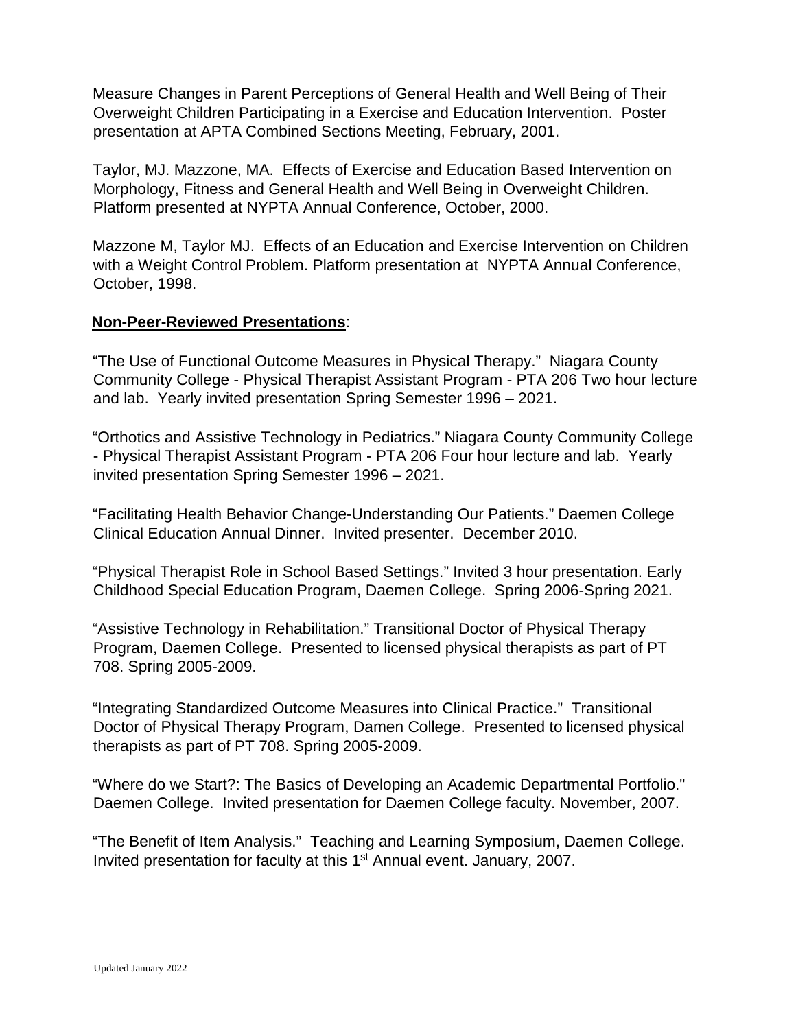Measure Changes in Parent Perceptions of General Health and Well Being of Their Overweight Children Participating in a Exercise and Education Intervention. Poster presentation at APTA Combined Sections Meeting, February, 2001.

Taylor, MJ. Mazzone, MA. Effects of Exercise and Education Based Intervention on Morphology, Fitness and General Health and Well Being in Overweight Children. Platform presented at NYPTA Annual Conference, October, 2000.

Mazzone M, Taylor MJ. Effects of an Education and Exercise Intervention on Children with a Weight Control Problem. Platform presentation at NYPTA Annual Conference, October, 1998.

**Non-Peer-Reviewed Presentations**:

"The Use of Functional Outcome Measures in Physical Therapy." Niagara County Community College - Physical Therapist Assistant Program - PTA 206 Two hour lecture and lab. Yearly invited presentation Spring Semester 1996 – 2021.

"Orthotics and Assistive Technology in Pediatrics." Niagara County Community College - Physical Therapist Assistant Program - PTA 206 Four hour lecture and lab. Yearly invited presentation Spring Semester 1996 – 2021.

"Facilitating Health Behavior Change-Understanding Our Patients." Daemen College Clinical Education Annual Dinner. Invited presenter. December 2010.

"Physical Therapist Role in School Based Settings." Invited 3 hour presentation. Early Childhood Special Education Program, Daemen College. Spring 2006-Spring 2021.

"Assistive Technology in Rehabilitation." Transitional Doctor of Physical Therapy Program, Daemen College. Presented to licensed physical therapists as part of PT 708. Spring 2005-2009.

"Integrating Standardized Outcome Measures into Clinical Practice." Transitional Doctor of Physical Therapy Program, Damen College. Presented to licensed physical therapists as part of PT 708. Spring 2005-2009.

"Where do we Start?: The Basics of Developing an Academic Departmental Portfolio." Daemen College. Invited presentation for Daemen College faculty. November, 2007.

"The Benefit of Item Analysis." Teaching and Learning Symposium, Daemen College. Invited presentation for faculty at this 1st Annual event. January, 2007.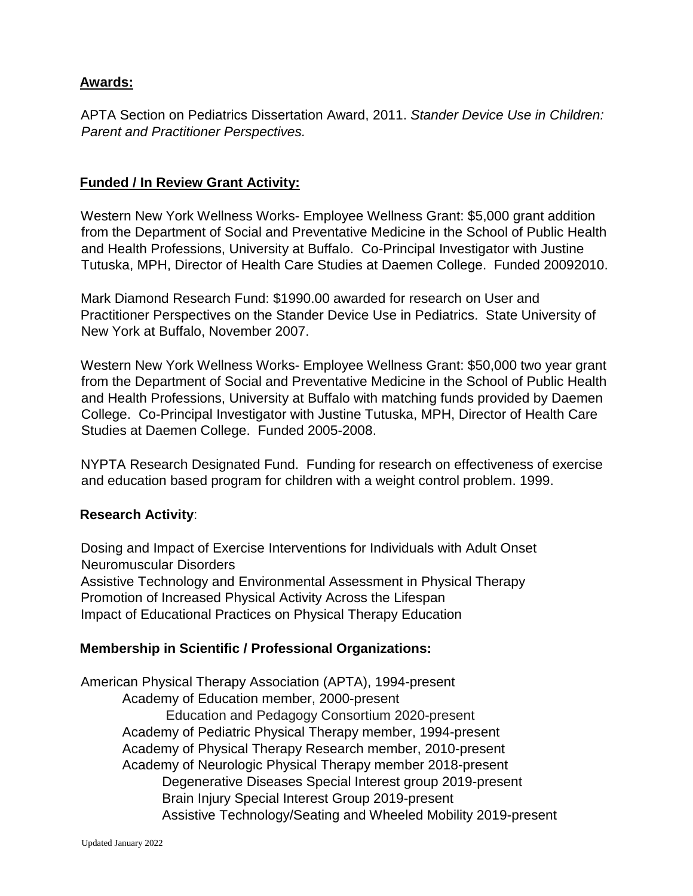## Awards:

APTA Section on Pediatrics Dissertation Award, 2011. *Stander Device Use in Children: Parent and Practitioner Perspectives.*

## Funded / In Review Grant Activity:

Western New York Wellness Works- Employee Wellness Grant: $5,000 grant addition from the Department of Social and Preventative Medicine in the School of Public Health and Health Professions, University at Buffalo. Co-Principal Investigator with Justine Tutuska, MPH, Director of Health Care Studies at Daemen College. Funded 20092010.

Mark Diamond Research Fund: $1990.00 awarded for research on User and Practitioner Perspectives on the Stander Device Use in Pediatrics. State University of New York at Buffalo, November 2007.

Western New York Wellness Works- Employee Wellness Grant: $50,000 two year grant from the Department of Social and Preventative Medicine in the School of Public Health and Health Professions, University at Buffalo with matching funds provided by Daemen College. Co-Principal Investigator with Justine Tutuska, MPH, Director of Health Care Studies at Daemen College. Funded 2005-2008.

NYPTA Research Designated Fund. Funding for research on effectiveness of exercise and education based program for children with a weight control problem. 1999.

## Research Activity:

Dosing and Impact of Exercise Interventions for Individuals with Adult Onset Neuromuscular Disorders
Assistive Technology and Environmental Assessment in Physical Therapy
Promotion of Increased Physical Activity Across the Lifespan
Impact of Educational Practices on Physical Therapy Education

## Membership in Scientific / Professional Organizations:

American Physical Therapy Association (APTA), 1994-present
- Academy of Education member, 2000-present
  - Education and Pedagogy Consortium 2020-present
- Academy of Pediatric Physical Therapy member, 1994-present
- Academy of Physical Therapy Research member, 2010-present
- Academy of Neurologic Physical Therapy member 2018-present
  - Degenerative Diseases Special Interest group 2019-present
  - Brain Injury Special Interest Group 2019-present
  - Assistive Technology/Seating and Wheeled Mobility 2019-present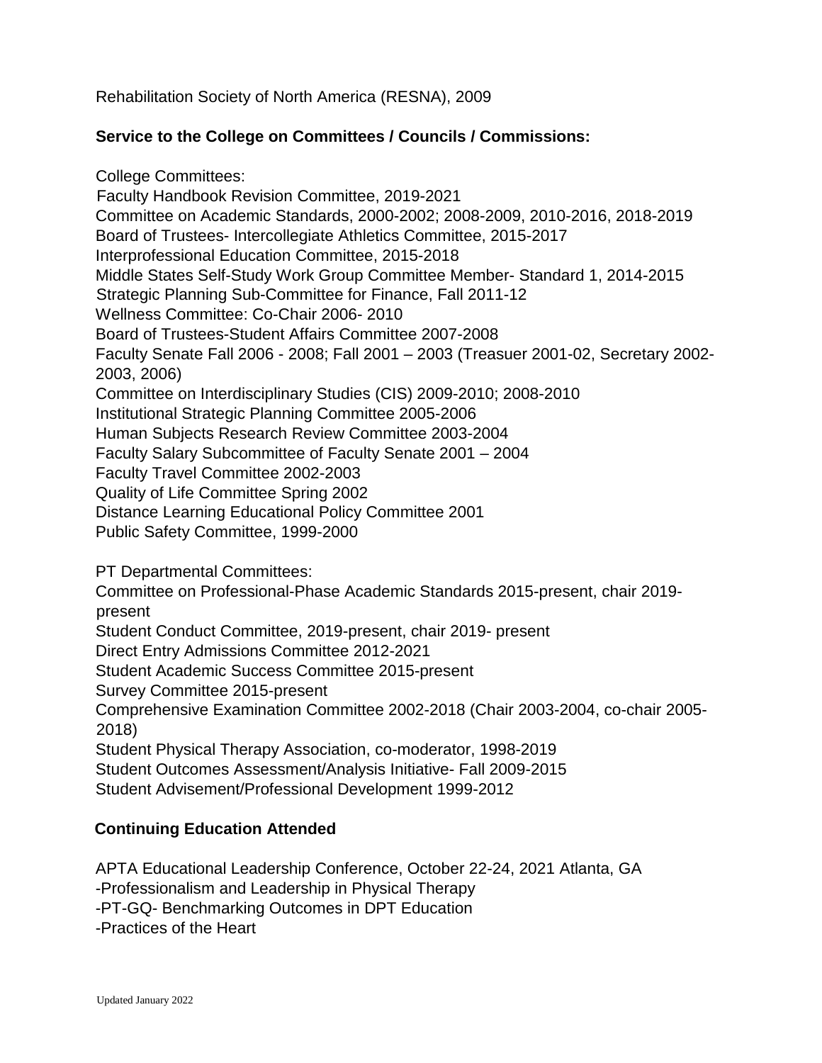Rehabilitation Society of North America (RESNA), 2009

**Service to the College on Committees / Councils / Commissions:**

College Committees:
Faculty Handbook Revision Committee, 2019-2021
Committee on Academic Standards, 2000-2002; 2008-2009, 2010-2016, 2018-2019
Board of Trustees- Intercollegiate Athletics Committee, 2015-2017
Interprofessional Education Committee, 2015-2018
Middle States Self-Study Work Group Committee Member- Standard 1, 2014-2015
Strategic Planning Sub-Committee for Finance, Fall 2011-12
Wellness Committee: Co-Chair 2006- 2010
Board of Trustees-Student Affairs Committee 2007-2008
Faculty Senate Fall 2006 - 2008; Fall 2001 – 2003 (Treasuer 2001-02, Secretary 2002-2003, 2006)
Committee on Interdisciplinary Studies (CIS) 2009-2010; 2008-2010
Institutional Strategic Planning Committee 2005-2006
Human Subjects Research Review Committee 2003-2004
Faculty Salary Subcommittee of Faculty Senate 2001 – 2004
Faculty Travel Committee 2002-2003
Quality of Life Committee Spring 2002
Distance Learning Educational Policy Committee 2001
Public Safety Committee, 1999-2000

PT Departmental Committees:
Committee on Professional-Phase Academic Standards 2015-present, chair 2019-present
Student Conduct Committee, 2019-present, chair 2019- present
Direct Entry Admissions Committee 2012-2021
Student Academic Success Committee 2015-present
Survey Committee 2015-present
Comprehensive Examination Committee 2002-2018 (Chair 2003-2004, co-chair 2005-2018)
Student Physical Therapy Association, co-moderator, 1998-2019
Student Outcomes Assessment/Analysis Initiative- Fall 2009-2015
Student Advisement/Professional Development 1999-2012

**Continuing Education Attended**

APTA Educational Leadership Conference, October 22-24, 2021 Atlanta, GA
-Professionalism and Leadership in Physical Therapy
-PT-GQ- Benchmarking Outcomes in DPT Education
-Practices of the Heart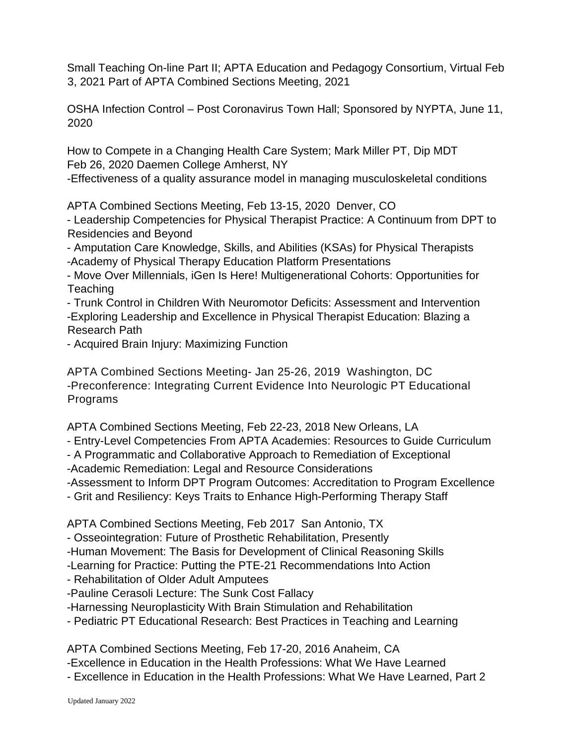Small Teaching On-line Part II; APTA Education and Pedagogy Consortium, Virtual Feb 3, 2021 Part of APTA Combined Sections Meeting, 2021

OSHA Infection Control – Post Coronavirus Town Hall; Sponsored by NYPTA, June 11, 2020

How to Compete in a Changing Health Care System; Mark Miller PT, Dip MDT
Feb 26, 2020 Daemen College Amherst, NY
-Effectiveness of a quality assurance model in managing musculoskeletal conditions

APTA Combined Sections Meeting, Feb 13-15, 2020 Denver, CO
- Leadership Competencies for Physical Therapist Practice: A Continuum from DPT to Residencies and Beyond
- Amputation Care Knowledge, Skills, and Abilities (KSAs) for Physical Therapists
-Academy of Physical Therapy Education Platform Presentations
- Move Over Millennials, iGen Is Here! Multigenerational Cohorts: Opportunities for Teaching
- Trunk Control in Children With Neuromotor Deficits: Assessment and Intervention
-Exploring Leadership and Excellence in Physical Therapist Education: Blazing a Research Path
- Acquired Brain Injury: Maximizing Function

APTA Combined Sections Meeting- Jan 25-26, 2019 Washington, DC
-Preconference: Integrating Current Evidence Into Neurologic PT Educational Programs

APTA Combined Sections Meeting, Feb 22-23, 2018 New Orleans, LA
- Entry-Level Competencies From APTA Academies: Resources to Guide Curriculum
- A Programmatic and Collaborative Approach to Remediation of Exceptional
-Academic Remediation: Legal and Resource Considerations
-Assessment to Inform DPT Program Outcomes: Accreditation to Program Excellence
- Grit and Resiliency: Keys Traits to Enhance High-Performing Therapy Staff

APTA Combined Sections Meeting, Feb 2017 San Antonio, TX
- Osseointegration: Future of Prosthetic Rehabilitation, Presently
-Human Movement: The Basis for Development of Clinical Reasoning Skills
-Learning for Practice: Putting the PTE-21 Recommendations Into Action
- Rehabilitation of Older Adult Amputees
-Pauline Cerasoli Lecture: The Sunk Cost Fallacy
-Harnessing Neuroplasticity With Brain Stimulation and Rehabilitation
- Pediatric PT Educational Research: Best Practices in Teaching and Learning

APTA Combined Sections Meeting, Feb 17-20, 2016 Anaheim, CA
-Excellence in Education in the Health Professions: What We Have Learned
- Excellence in Education in the Health Professions: What We Have Learned, Part 2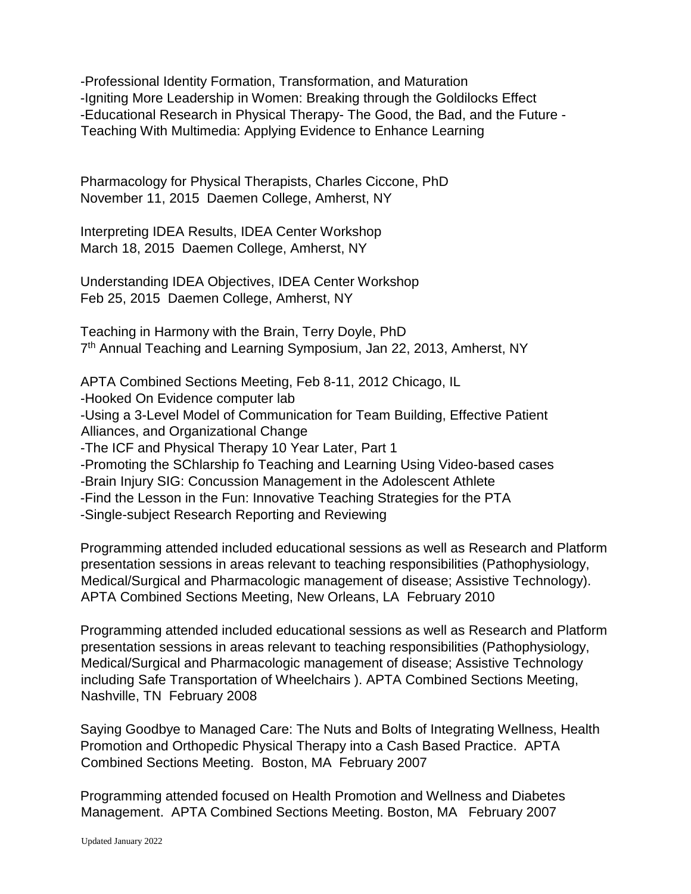-Professional Identity Formation, Transformation, and Maturation
-Igniting More Leadership in Women: Breaking through the Goldilocks Effect
-Educational Research in Physical Therapy- The Good, the Bad, and the Future -
Teaching With Multimedia: Applying Evidence to Enhance Learning

Pharmacology for Physical Therapists, Charles Ciccone, PhD
November 11, 2015 Daemen College, Amherst, NY

Interpreting IDEA Results, IDEA Center Workshop
March 18, 2015 Daemen College, Amherst, NY

Understanding IDEA Objectives, IDEA Center Workshop
Feb 25, 2015 Daemen College, Amherst, NY

Teaching in Harmony with the Brain, Terry Doyle, PhD
7th Annual Teaching and Learning Symposium, Jan 22, 2013, Amherst, NY

APTA Combined Sections Meeting, Feb 8-11, 2012 Chicago, IL
-Hooked On Evidence computer lab
-Using a 3-Level Model of Communication for Team Building, Effective Patient Alliances, and Organizational Change
-The ICF and Physical Therapy 10 Year Later, Part 1
-Promoting the SChlarship fo Teaching and Learning Using Video-based cases
-Brain Injury SIG: Concussion Management in the Adolescent Athlete
-Find the Lesson in the Fun: Innovative Teaching Strategies for the PTA
-Single-subject Research Reporting and Reviewing

Programming attended included educational sessions as well as Research and Platform presentation sessions in areas relevant to teaching responsibilities (Pathophysiology, Medical/Surgical and Pharmacologic management of disease; Assistive Technology). APTA Combined Sections Meeting, New Orleans, LA February 2010

Programming attended included educational sessions as well as Research and Platform presentation sessions in areas relevant to teaching responsibilities (Pathophysiology, Medical/Surgical and Pharmacologic management of disease; Assistive Technology including Safe Transportation of Wheelchairs ). APTA Combined Sections Meeting, Nashville, TN February 2008

Saying Goodbye to Managed Care: The Nuts and Bolts of Integrating Wellness, Health Promotion and Orthopedic Physical Therapy into a Cash Based Practice. APTA Combined Sections Meeting. Boston, MA February 2007

Programming attended focused on Health Promotion and Wellness and Diabetes Management. APTA Combined Sections Meeting. Boston, MA February 2007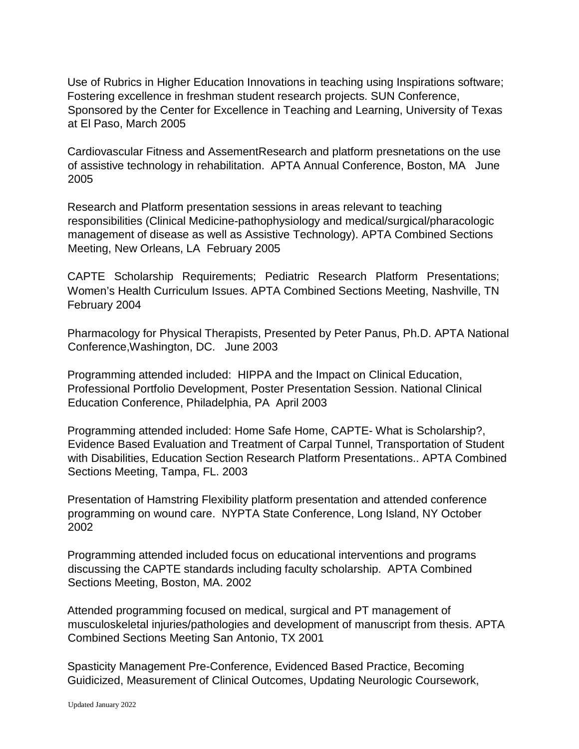Use of Rubrics in Higher Education Innovations in teaching using Inspirations software; Fostering excellence in freshman student research projects. SUN Conference, Sponsored by the Center for Excellence in Teaching and Learning, University of Texas at El Paso, March 2005

Cardiovascular Fitness and AssementResearch and platform presnetations on the use of assistive technology in rehabilitation. APTA Annual Conference, Boston, MA June 2005

Research and Platform presentation sessions in areas relevant to teaching responsibilities (Clinical Medicine-pathophysiology and medical/surgical/pharacologic management of disease as well as Assistive Technology). APTA Combined Sections Meeting, New Orleans, LA February 2005

CAPTE Scholarship Requirements; Pediatric Research Platform Presentations; Women's Health Curriculum Issues. APTA Combined Sections Meeting, Nashville, TN February 2004

Pharmacology for Physical Therapists, Presented by Peter Panus, Ph.D. APTA National Conference,Washington, DC. June 2003

Programming attended included: HIPPA and the Impact on Clinical Education, Professional Portfolio Development, Poster Presentation Session. National Clinical Education Conference, Philadelphia, PA April 2003

Programming attended included: Home Safe Home, CAPTE- What is Scholarship?, Evidence Based Evaluation and Treatment of Carpal Tunnel, Transportation of Student with Disabilities, Education Section Research Platform Presentations.. APTA Combined Sections Meeting, Tampa, FL. 2003

Presentation of Hamstring Flexibility platform presentation and attended conference programming on wound care. NYPTA State Conference, Long Island, NY October 2002

Programming attended included focus on educational interventions and programs discussing the CAPTE standards including faculty scholarship. APTA Combined Sections Meeting, Boston, MA. 2002

Attended programming focused on medical, surgical and PT management of musculoskeletal injuries/pathologies and development of manuscript from thesis. APTA Combined Sections Meeting San Antonio, TX 2001

Spasticity Management Pre-Conference, Evidenced Based Practice, Becoming Guidicized, Measurement of Clinical Outcomes, Updating Neurologic Coursework,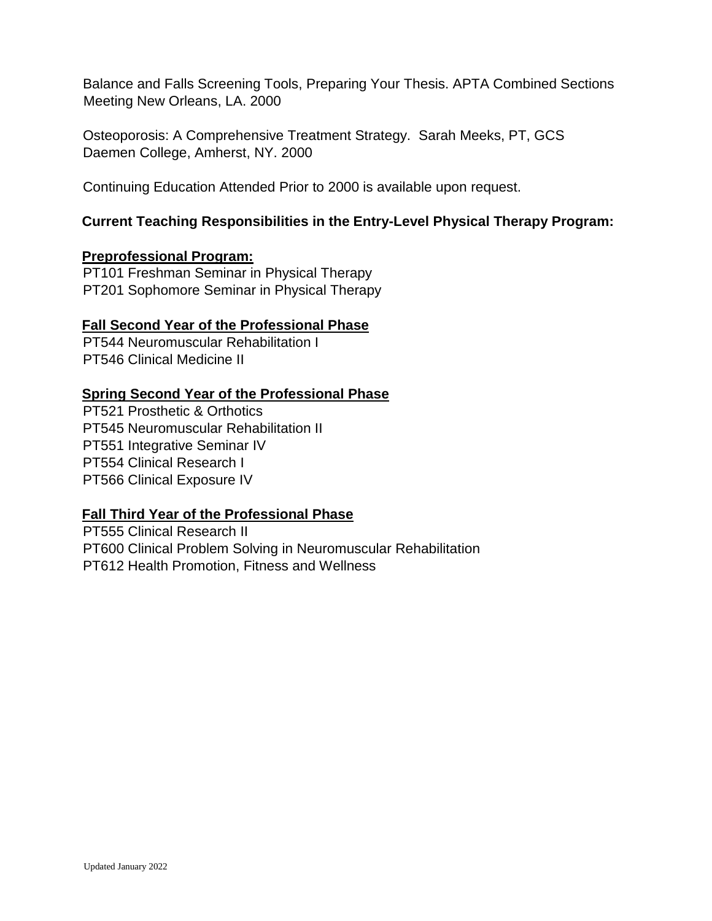Balance and Falls Screening Tools, Preparing Your Thesis. APTA Combined Sections Meeting New Orleans, LA. 2000

Osteoporosis: A Comprehensive Treatment Strategy. Sarah Meeks, PT, GCS Daemen College, Amherst, NY. 2000

Continuing Education Attended Prior to 2000 is available upon request.

## Current Teaching Responsibilities in the Entry-Level Physical Therapy Program:

### Preprofessional Program:

PT101 Freshman Seminar in Physical Therapy
PT201 Sophomore Seminar in Physical Therapy

### Fall Second Year of the Professional Phase

PT544 Neuromuscular Rehabilitation I
PT546 Clinical Medicine II

### Spring Second Year of the Professional Phase

PT521 Prosthetic & Orthotics
PT545 Neuromuscular Rehabilitation II
PT551 Integrative Seminar IV
PT554 Clinical Research I
PT566 Clinical Exposure IV

### Fall Third Year of the Professional Phase

PT555 Clinical Research II
PT600 Clinical Problem Solving in Neuromuscular Rehabilitation
PT612 Health Promotion, Fitness and Wellness